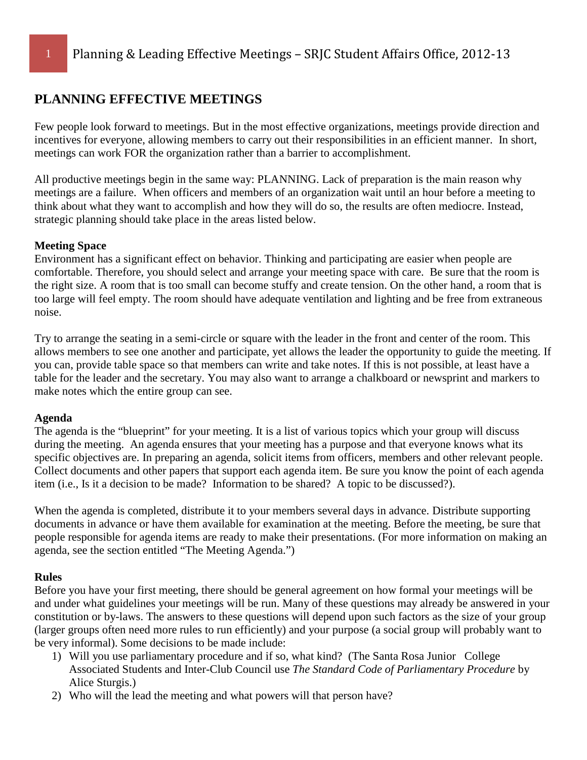# PLANNING EFFECTIVE MEETINGS

Few people look forward to meetings. But in the most effective organizations, meetings provide direction and incentives for everyone, allowing members to carry out their responsibilities in an efficient manner. In short, meetings can work FOR the organization rather than a barrier to accomplishment.

All productive meetings begin in the same way: PLANNING. Lack of preparation is the main reason why meetings are a failure. When officers and members of an organization wait until an hour before a meeting to think about what they want to accomplish and how they will do so, the results are often mediocre. Instead, strategic planning should take place in the areas listed below.

**Meeting Space**

Environment has a significant effect on behavior. Thinking and participating are easier when people are comfortable. Therefore, you should select and arrange your meeting space with care. Be sure that the room is the right size. A room that is too small can become stuffy and create tension. On the other hand, a room that is too large will feel empty. The room should have adequate ventilation and lighting and be free from extraneous noise.

Try to arrange the seating in a semi-circle or square with the leader in the front and center of the room. This allows members to see one another and participate, yet allows the leader the opportunity to guide the meeting. If you can, provide table space so that members can write and take notes. If this is not possible, at least have a table for the leader and the secretary. You may also want to arrange a chalkboard or newsprint and markers to make notes which the entire group can see.

**Agenda**

The agenda is the "blueprint" for your meeting. It is a list of various topics which your group will discuss during the meeting. An agenda ensures that your meeting has a purpose and that everyone knows what its specific objectives are. In preparing an agenda, solicit items from officers, members and other relevant people. Collect documents and other papers that support each agenda item. Be sure you know the point of each agenda item (i.e., Is it a decision to be made? Information to be shared? A topic to be discussed?).

When the agenda is completed, distribute it to your members several days in advance. Distribute supporting documents in advance or have them available for examination at the meeting. Before the meeting, be sure that people responsible for agenda items are ready to make their presentations. (For more information on making an agenda, see the section entitled "The Meeting Agenda.")

**Rules**

Before you have your first meeting, there should be general agreement on how formal your meetings will be and under what guidelines your meetings will be run. Many of these questions may already be answered in your constitution or by-laws. The answers to these questions will depend upon such factors as the size of your group (larger groups often need more rules to run efficiently) and your purpose (a social group will probably want to be very informal). Some decisions to be made include:

1) Will you use parliamentary procedure and if so, what kind? (The Santa Rosa Junior College Associated Students and Inter-Club Council use *The Standard Code of Parliamentary Procedure* by Alice Sturgis.)
2) Who will the lead the meeting and what powers will that person have?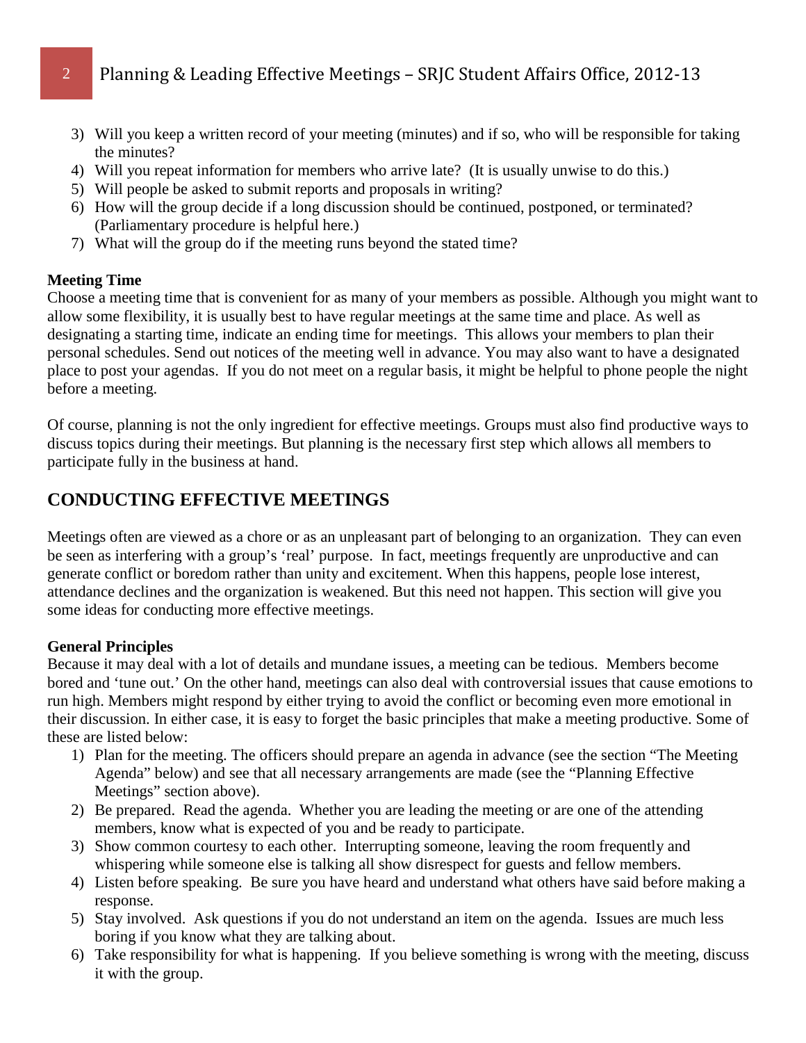3) Will you keep a written record of your meeting (minutes) and if so, who will be responsible for taking the minutes?
4) Will you repeat information for members who arrive late? (It is usually unwise to do this.)
5) Will people be asked to submit reports and proposals in writing?
6) How will the group decide if a long discussion should be continued, postponed, or terminated? (Parliamentary procedure is helpful here.)
7) What will the group do if the meeting runs beyond the stated time?

**Meeting Time**

Choose a meeting time that is convenient for as many of your members as possible. Although you might want to allow some flexibility, it is usually best to have regular meetings at the same time and place. As well as designating a starting time, indicate an ending time for meetings. This allows your members to plan their personal schedules. Send out notices of the meeting well in advance. You may also want to have a designated place to post your agendas. If you do not meet on a regular basis, it might be helpful to phone people the night before a meeting.

Of course, planning is not the only ingredient for effective meetings. Groups must also find productive ways to discuss topics during their meetings. But planning is the necessary first step which allows all members to participate fully in the business at hand.

## CONDUCTING EFFECTIVE MEETINGS

Meetings often are viewed as a chore or as an unpleasant part of belonging to an organization. They can even be seen as interfering with a group's 'real' purpose. In fact, meetings frequently are unproductive and can generate conflict or boredom rather than unity and excitement. When this happens, people lose interest, attendance declines and the organization is weakened. But this need not happen. This section will give you some ideas for conducting more effective meetings.

**General Principles**

Because it may deal with a lot of details and mundane issues, a meeting can be tedious. Members become bored and 'tune out.' On the other hand, meetings can also deal with controversial issues that cause emotions to run high. Members might respond by either trying to avoid the conflict or becoming even more emotional in their discussion. In either case, it is easy to forget the basic principles that make a meeting productive. Some of these are listed below:

1) Plan for the meeting. The officers should prepare an agenda in advance (see the section "The Meeting Agenda" below) and see that all necessary arrangements are made (see the "Planning Effective Meetings" section above).
2) Be prepared. Read the agenda. Whether you are leading the meeting or are one of the attending members, know what is expected of you and be ready to participate.
3) Show common courtesy to each other. Interrupting someone, leaving the room frequently and whispering while someone else is talking all show disrespect for guests and fellow members.
4) Listen before speaking. Be sure you have heard and understand what others have said before making a response.
5) Stay involved. Ask questions if you do not understand an item on the agenda. Issues are much less boring if you know what they are talking about.
6) Take responsibility for what is happening. If you believe something is wrong with the meeting, discuss it with the group.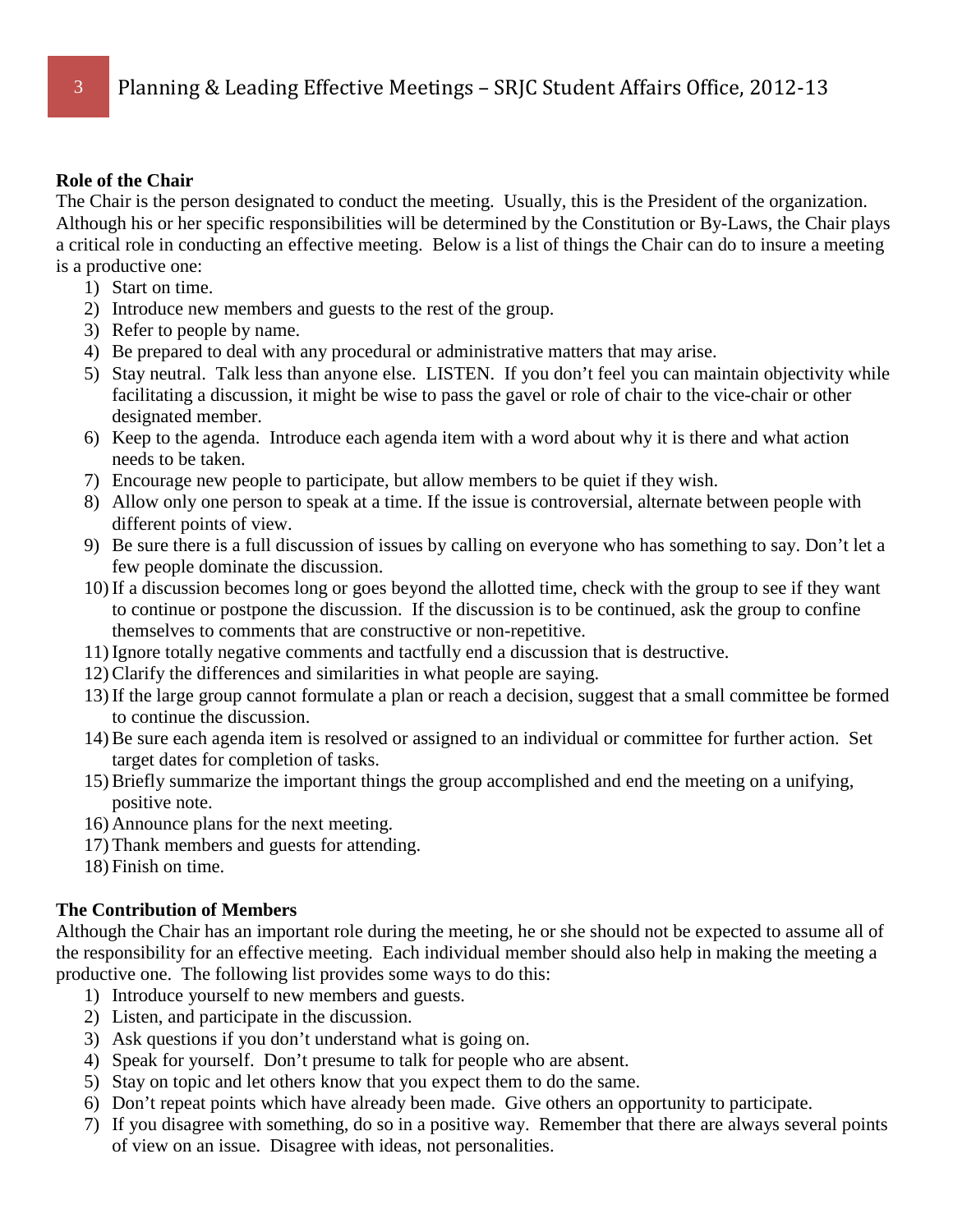**Role of the Chair**

The Chair is the person designated to conduct the meeting. Usually, this is the President of the organization. Although his or her specific responsibilities will be determined by the Constitution or By-Laws, the Chair plays a critical role in conducting an effective meeting. Below is a list of things the Chair can do to insure a meeting is a productive one:

1) Start on time.
2) Introduce new members and guests to the rest of the group.
3) Refer to people by name.
4) Be prepared to deal with any procedural or administrative matters that may arise.
5) Stay neutral. Talk less than anyone else. LISTEN. If you don't feel you can maintain objectivity while facilitating a discussion, it might be wise to pass the gavel or role of chair to the vice-chair or other designated member.
6) Keep to the agenda. Introduce each agenda item with a word about why it is there and what action needs to be taken.
7) Encourage new people to participate, but allow members to be quiet if they wish.
8) Allow only one person to speak at a time. If the issue is controversial, alternate between people with different points of view.
9) Be sure there is a full discussion of issues by calling on everyone who has something to say. Don't let a few people dominate the discussion.
10) If a discussion becomes long or goes beyond the allotted time, check with the group to see if they want to continue or postpone the discussion. If the discussion is to be continued, ask the group to confine themselves to comments that are constructive or non-repetitive.
11) Ignore totally negative comments and tactfully end a discussion that is destructive.
12) Clarify the differences and similarities in what people are saying.
13) If the large group cannot formulate a plan or reach a decision, suggest that a small committee be formed to continue the discussion.
14) Be sure each agenda item is resolved or assigned to an individual or committee for further action. Set target dates for completion of tasks.
15) Briefly summarize the important things the group accomplished and end the meeting on a unifying, positive note.
16) Announce plans for the next meeting.
17) Thank members and guests for attending.
18) Finish on time.

**The Contribution of Members**

Although the Chair has an important role during the meeting, he or she should not be expected to assume all of the responsibility for an effective meeting. Each individual member should also help in making the meeting a productive one. The following list provides some ways to do this:

1) Introduce yourself to new members and guests.
2) Listen, and participate in the discussion.
3) Ask questions if you don't understand what is going on.
4) Speak for yourself. Don't presume to talk for people who are absent.
5) Stay on topic and let others know that you expect them to do the same.
6) Don't repeat points which have already been made. Give others an opportunity to participate.
7) If you disagree with something, do so in a positive way. Remember that there are always several points of view on an issue. Disagree with ideas, not personalities.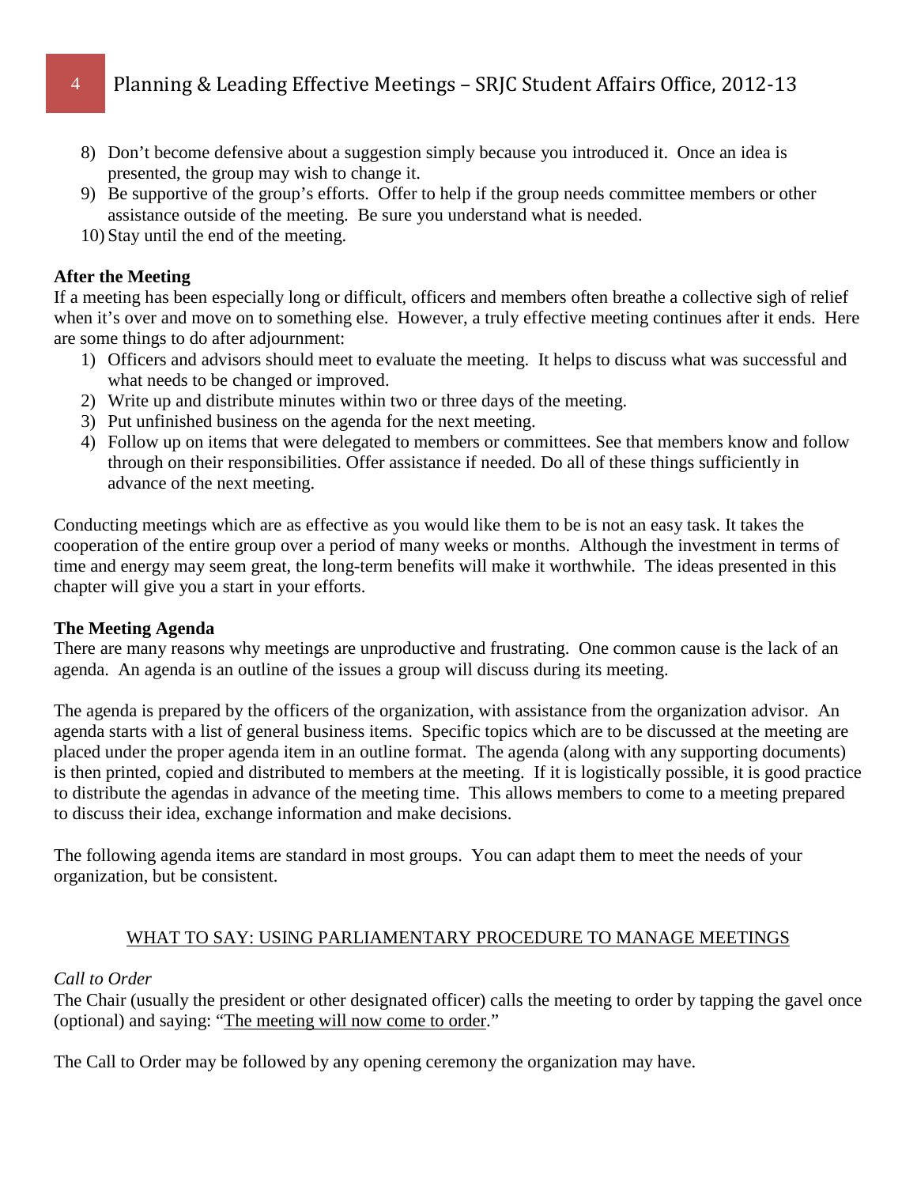8) Don't become defensive about a suggestion simply because you introduced it. Once an idea is presented, the group may wish to change it.
9) Be supportive of the group's efforts. Offer to help if the group needs committee members or other assistance outside of the meeting. Be sure you understand what is needed.
10) Stay until the end of the meeting.

**After the Meeting**

If a meeting has been especially long or difficult, officers and members often breathe a collective sigh of relief when it's over and move on to something else. However, a truly effective meeting continues after it ends. Here are some things to do after adjournment:

1) Officers and advisors should meet to evaluate the meeting. It helps to discuss what was successful and what needs to be changed or improved.
2) Write up and distribute minutes within two or three days of the meeting.
3) Put unfinished business on the agenda for the next meeting.
4) Follow up on items that were delegated to members or committees. See that members know and follow through on their responsibilities. Offer assistance if needed. Do all of these things sufficiently in advance of the next meeting.

Conducting meetings which are as effective as you would like them to be is not an easy task. It takes the cooperation of the entire group over a period of many weeks or months. Although the investment in terms of time and energy may seem great, the long-term benefits will make it worthwhile. The ideas presented in this chapter will give you a start in your efforts.

**The Meeting Agenda**

There are many reasons why meetings are unproductive and frustrating. One common cause is the lack of an agenda. An agenda is an outline of the issues a group will discuss during its meeting.

The agenda is prepared by the officers of the organization, with assistance from the organization advisor. An agenda starts with a list of general business items. Specific topics which are to be discussed at the meeting are placed under the proper agenda item in an outline format. The agenda (along with any supporting documents) is then printed, copied and distributed to members at the meeting. If it is logistically possible, it is good practice to distribute the agendas in advance of the meeting time. This allows members to come to a meeting prepared to discuss their idea, exchange information and make decisions.

The following agenda items are standard in most groups. You can adapt them to meet the needs of your organization, but be consistent.

<u>WHAT TO SAY: USING PARLIAMENTARY PROCEDURE TO MANAGE MEETINGS</u>

*Call to Order*

The Chair (usually the president or other designated officer) calls the meeting to order by tapping the gavel once (optional) and saying: "<u>The meeting will now come to order</u>."

The Call to Order may be followed by any opening ceremony the organization may have.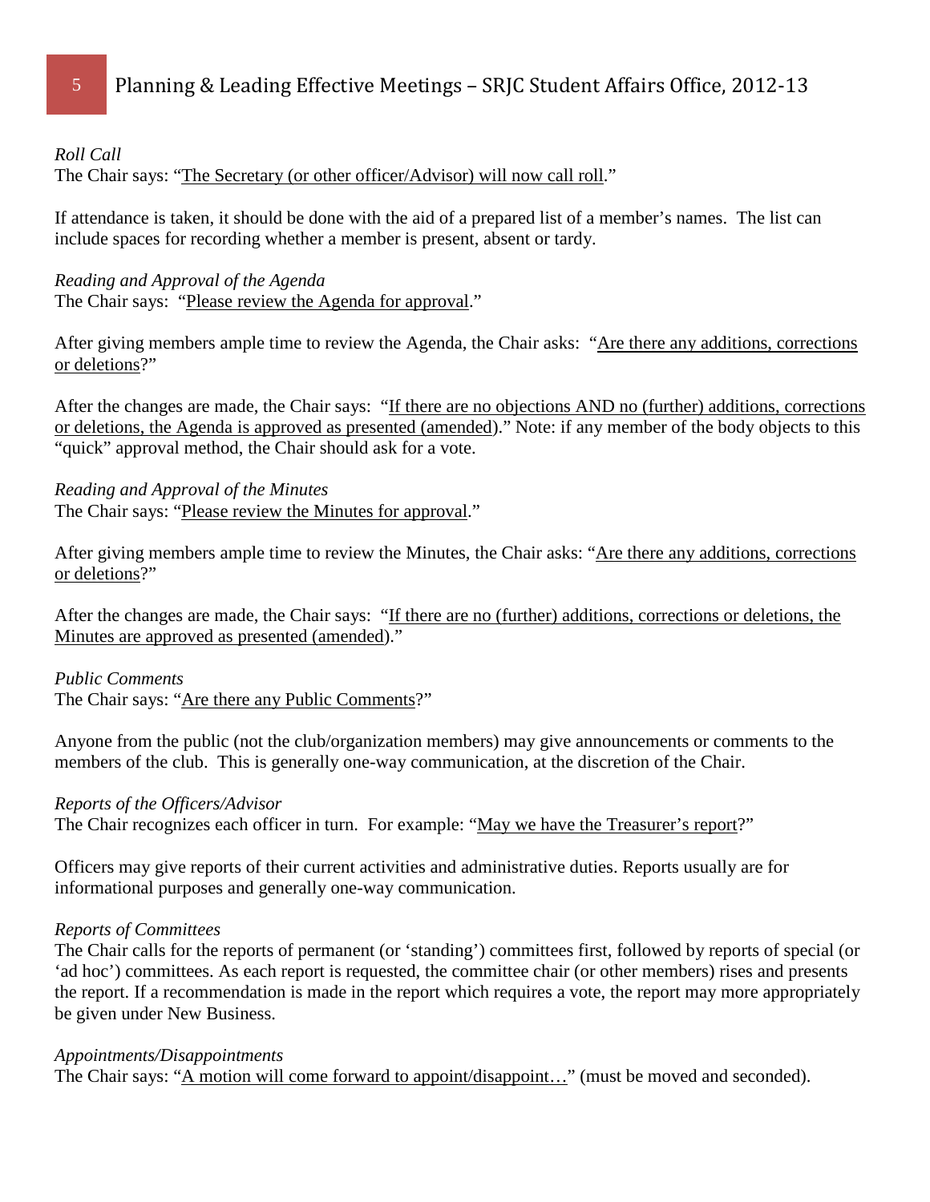*Roll Call*

The Chair says: "<u>The Secretary (or other officer/Advisor) will now call roll</u>."

If attendance is taken, it should be done with the aid of a prepared list of a member's names. The list can include spaces for recording whether a member is present, absent or tardy.

*Reading and Approval of the Agenda*

The Chair says: "<u>Please review the Agenda for approval</u>."

After giving members ample time to review the Agenda, the Chair asks: "<u>Are there any additions, corrections or deletions</u>?"

After the changes are made, the Chair says: "<u>If there are no objections AND no (further) additions, corrections or deletions, the Agenda is approved as presented (amended)</u>." Note: if any member of the body objects to this "quick" approval method, the Chair should ask for a vote.

*Reading and Approval of the Minutes*

The Chair says: "<u>Please review the Minutes for approval</u>."

After giving members ample time to review the Minutes, the Chair asks: "<u>Are there any additions, corrections or deletions</u>?"

After the changes are made, the Chair says: "<u>If there are no (further) additions, corrections or deletions, the Minutes are approved as presented (amended)</u>."

*Public Comments*

The Chair says: "<u>Are there any Public Comments</u>?"

Anyone from the public (not the club/organization members) may give announcements or comments to the members of the club. This is generally one-way communication, at the discretion of the Chair.

*Reports of the Officers/Advisor*

The Chair recognizes each officer in turn. For example: "<u>May we have the Treasurer's report</u>?"

Officers may give reports of their current activities and administrative duties. Reports usually are for informational purposes and generally one-way communication.

*Reports of Committees*

The Chair calls for the reports of permanent (or 'standing') committees first, followed by reports of special (or 'ad hoc') committees. As each report is requested, the committee chair (or other members) rises and presents the report. If a recommendation is made in the report which requires a vote, the report may more appropriately be given under New Business.

*Appointments/Disappointments*

The Chair says: "<u>A motion will come forward to appoint/disappoint…</u>" (must be moved and seconded).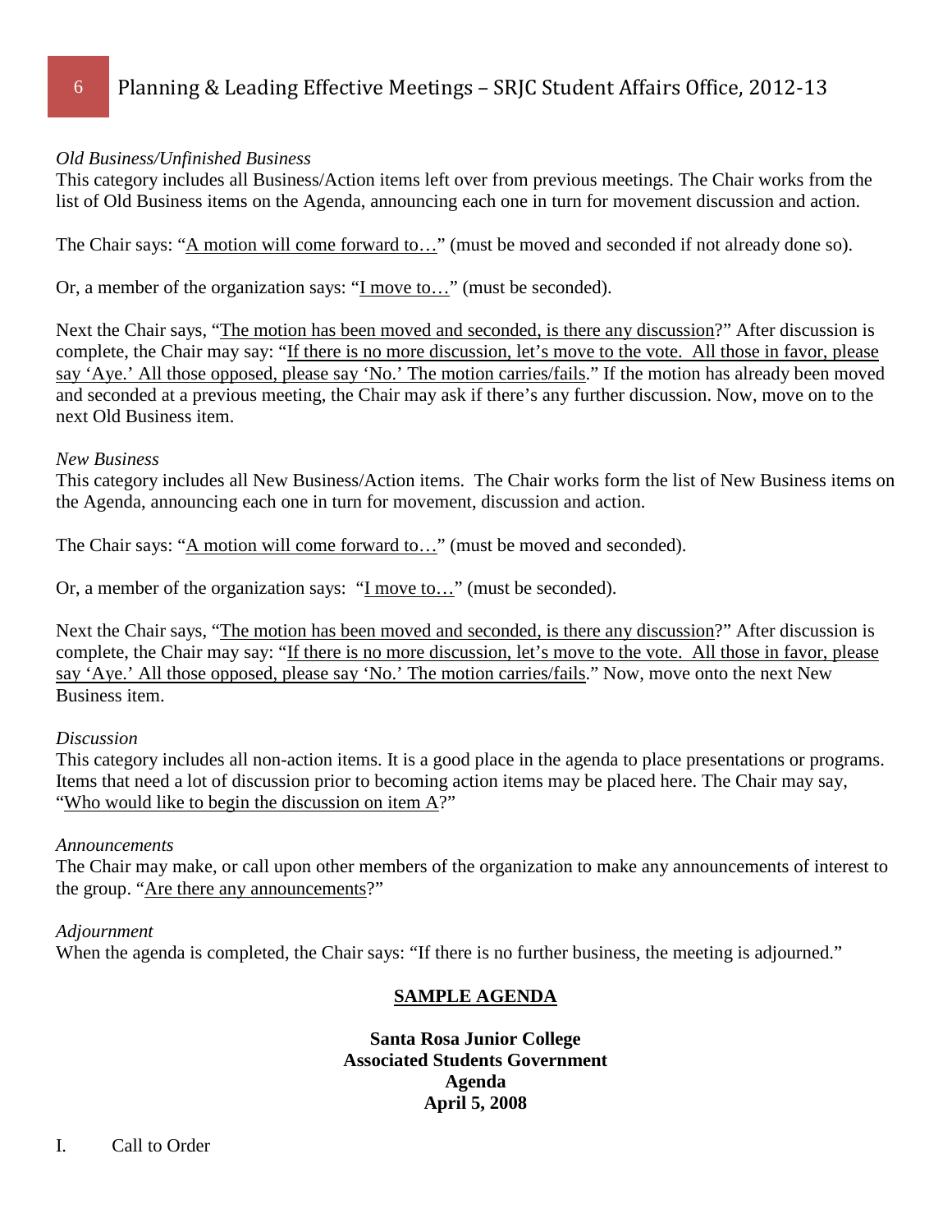*Old Business/Unfinished Business*

This category includes all Business/Action items left over from previous meetings. The Chair works from the list of Old Business items on the Agenda, announcing each one in turn for movement discussion and action.

The Chair says: "<u>A motion will come forward to…</u>" (must be moved and seconded if not already done so).

Or, a member of the organization says: "<u>I move to…</u>" (must be seconded).

Next the Chair says, "<u>The motion has been moved and seconded, is there any discussion</u>?" After discussion is complete, the Chair may say: "<u>If there is no more discussion, let's move to the vote. All those in favor, please say 'Aye.' All those opposed, please say 'No.' The motion carries/fails</u>." If the motion has already been moved and seconded at a previous meeting, the Chair may ask if there's any further discussion. Now, move on to the next Old Business item.

*New Business*

This category includes all New Business/Action items. The Chair works form the list of New Business items on the Agenda, announcing each one in turn for movement, discussion and action.

The Chair says: "<u>A motion will come forward to…</u>" (must be moved and seconded).

Or, a member of the organization says: "<u>I move to…</u>" (must be seconded).

Next the Chair says, "<u>The motion has been moved and seconded, is there any discussion</u>?" After discussion is complete, the Chair may say: "<u>If there is no more discussion, let's move to the vote. All those in favor, please say 'Aye.' All those opposed, please say 'No.' The motion carries/fails</u>." Now, move onto the next New Business item.

*Discussion*

This category includes all non-action items. It is a good place in the agenda to place presentations or programs. Items that need a lot of discussion prior to becoming action items may be placed here. The Chair may say, "<u>Who would like to begin the discussion on item A</u>?"

*Announcements*

The Chair may make, or call upon other members of the organization to make any announcements of interest to the group. "<u>Are there any announcements</u>?"

*Adjournment*

When the agenda is completed, the Chair says: "If there is no further business, the meeting is adjourned."

**<u>SAMPLE AGENDA</u>**

**Santa Rosa Junior College**
**Associated Students Government**
**Agenda**
**April 5, 2008**

I. Call to Order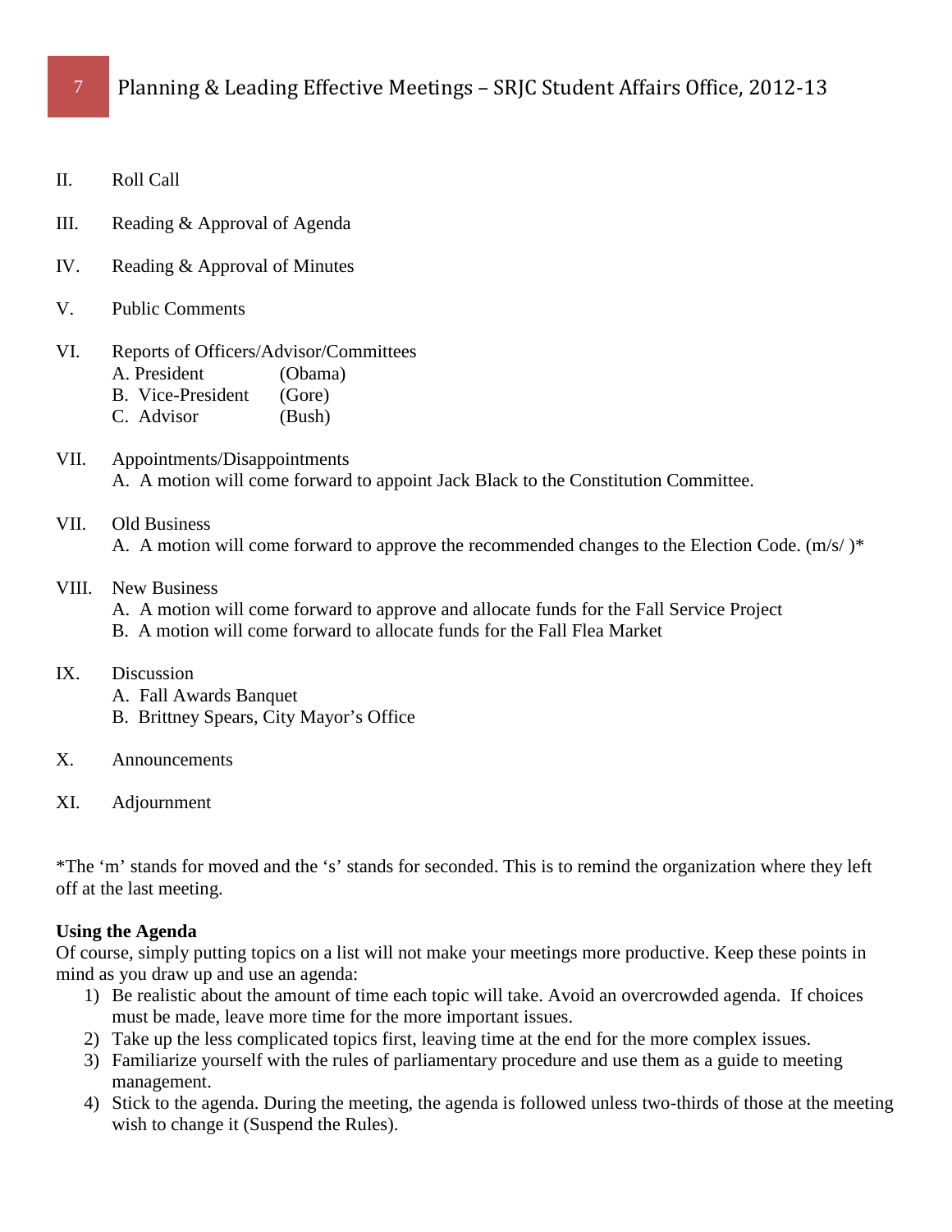II. Roll Call

III. Reading & Approval of Agenda

IV. Reading & Approval of Minutes

V. Public Comments

VI. Reports of Officers/Advisor/Committees
   A. President (Obama)
   B. Vice-President (Gore)
   C. Advisor (Bush)

VII. Appointments/Disappointments
   A. A motion will come forward to appoint Jack Black to the Constitution Committee.

VII. Old Business
   A. A motion will come forward to approve the recommended changes to the Election Code. (m/s/ )*

VIII. New Business
   A. A motion will come forward to approve and allocate funds for the Fall Service Project
   B. A motion will come forward to allocate funds for the Fall Flea Market

IX. Discussion
   A. Fall Awards Banquet
   B. Brittney Spears, City Mayor's Office

X. Announcements

XI. Adjournment

*The 'm' stands for moved and the 's' stands for seconded. This is to remind the organization where they left off at the last meeting.

**Using the Agenda**

Of course, simply putting topics on a list will not make your meetings more productive. Keep these points in mind as you draw up and use an agenda:

1) Be realistic about the amount of time each topic will take. Avoid an overcrowded agenda. If choices must be made, leave more time for the more important issues.
2) Take up the less complicated topics first, leaving time at the end for the more complex issues.
3) Familiarize yourself with the rules of parliamentary procedure and use them as a guide to meeting management.
4) Stick to the agenda. During the meeting, the agenda is followed unless two-thirds of those at the meeting wish to change it (Suspend the Rules).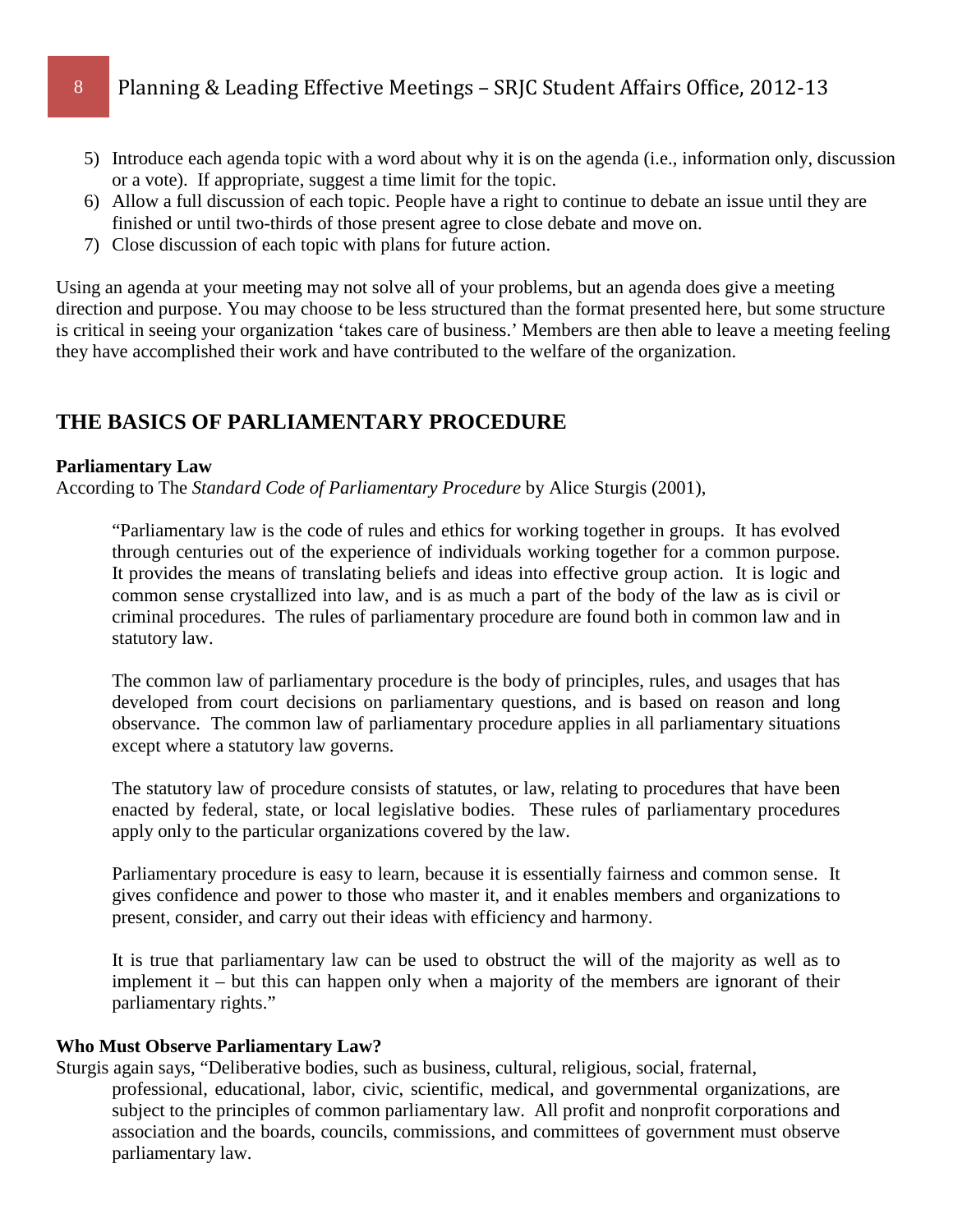5) Introduce each agenda topic with a word about why it is on the agenda (i.e., information only, discussion or a vote). If appropriate, suggest a time limit for the topic.
6) Allow a full discussion of each topic. People have a right to continue to debate an issue until they are finished or until two-thirds of those present agree to close debate and move on.
7) Close discussion of each topic with plans for future action.

Using an agenda at your meeting may not solve all of your problems, but an agenda does give a meeting direction and purpose. You may choose to be less structured than the format presented here, but some structure is critical in seeing your organization 'takes care of business.' Members are then able to leave a meeting feeling they have accomplished their work and have contributed to the welfare of the organization.

## THE BASICS OF PARLIAMENTARY PROCEDURE

**Parliamentary Law**

According to The *Standard Code of Parliamentary Procedure* by Alice Sturgis (2001),

> "Parliamentary law is the code of rules and ethics for working together in groups. It has evolved through centuries out of the experience of individuals working together for a common purpose. It provides the means of translating beliefs and ideas into effective group action. It is logic and common sense crystallized into law, and is as much a part of the body of the law as is civil or criminal procedures. The rules of parliamentary procedure are found both in common law and in statutory law.
>
> The common law of parliamentary procedure is the body of principles, rules, and usages that has developed from court decisions on parliamentary questions, and is based on reason and long observance. The common law of parliamentary procedure applies in all parliamentary situations except where a statutory law governs.
>
> The statutory law of procedure consists of statutes, or law, relating to procedures that have been enacted by federal, state, or local legislative bodies. These rules of parliamentary procedures apply only to the particular organizations covered by the law.
>
> Parliamentary procedure is easy to learn, because it is essentially fairness and common sense. It gives confidence and power to those who master it, and it enables members and organizations to present, consider, and carry out their ideas with efficiency and harmony.
>
> It is true that parliamentary law can be used to obstruct the will of the majority as well as to implement it – but this can happen only when a majority of the members are ignorant of their parliamentary rights."

**Who Must Observe Parliamentary Law?**

Sturgis again says, "Deliberative bodies, such as business, cultural, religious, social, fraternal, professional, educational, labor, civic, scientific, medical, and governmental organizations, are subject to the principles of common parliamentary law. All profit and nonprofit corporations and association and the boards, councils, commissions, and committees of government must observe parliamentary law.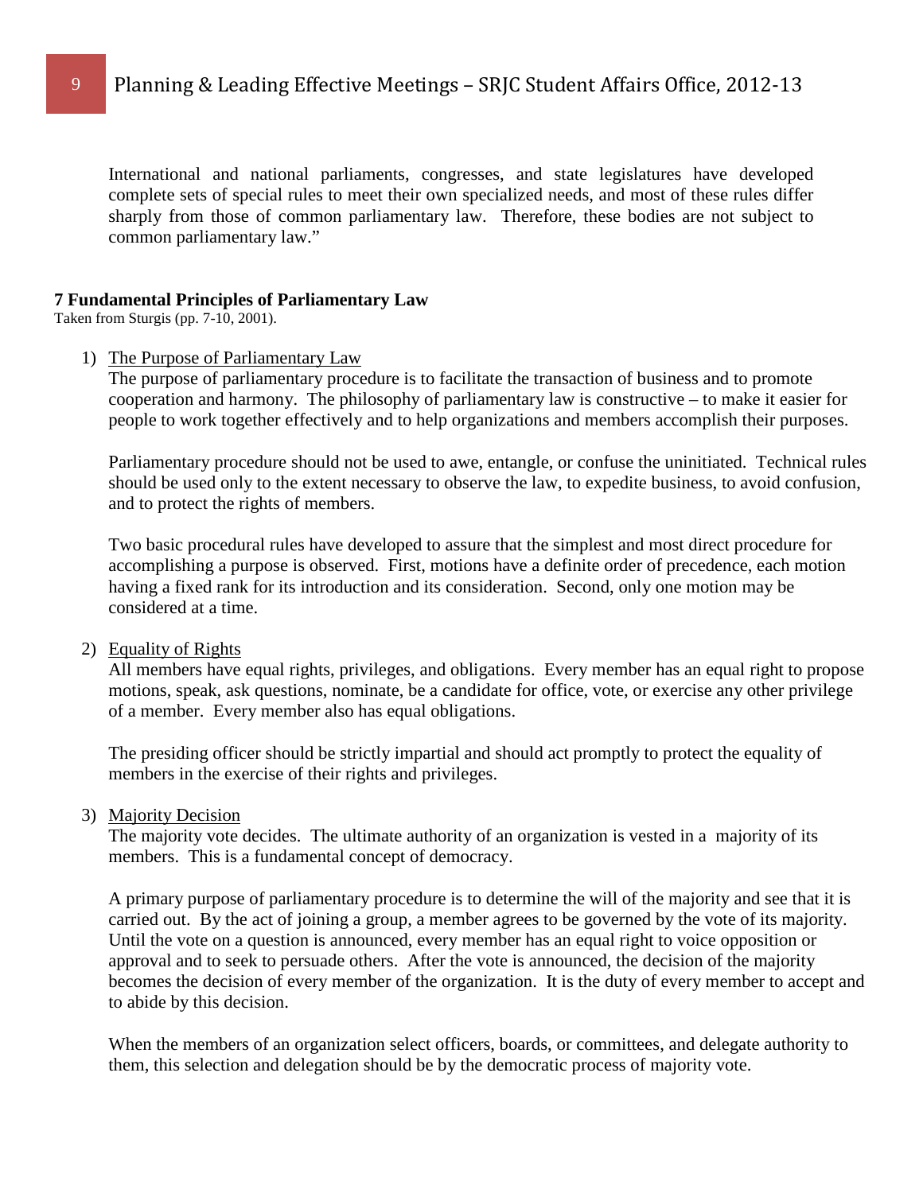International and national parliaments, congresses, and state legislatures have developed complete sets of special rules to meet their own specialized needs, and most of these rules differ sharply from those of common parliamentary law. Therefore, these bodies are not subject to common parliamentary law."

**7 Fundamental Principles of Parliamentary Law**

Taken from Sturgis (pp. 7-10, 2001).

1) The Purpose of Parliamentary Law

   The purpose of parliamentary procedure is to facilitate the transaction of business and to promote cooperation and harmony. The philosophy of parliamentary law is constructive – to make it easier for people to work together effectively and to help organizations and members accomplish their purposes.

   Parliamentary procedure should not be used to awe, entangle, or confuse the uninitiated. Technical rules should be used only to the extent necessary to observe the law, to expedite business, to avoid confusion, and to protect the rights of members.

   Two basic procedural rules have developed to assure that the simplest and most direct procedure for accomplishing a purpose is observed. First, motions have a definite order of precedence, each motion having a fixed rank for its introduction and its consideration. Second, only one motion may be considered at a time.

2) Equality of Rights

   All members have equal rights, privileges, and obligations. Every member has an equal right to propose motions, speak, ask questions, nominate, be a candidate for office, vote, or exercise any other privilege of a member. Every member also has equal obligations.

   The presiding officer should be strictly impartial and should act promptly to protect the equality of members in the exercise of their rights and privileges.

3) Majority Decision

   The majority vote decides. The ultimate authority of an organization is vested in a majority of its members. This is a fundamental concept of democracy.

   A primary purpose of parliamentary procedure is to determine the will of the majority and see that it is carried out. By the act of joining a group, a member agrees to be governed by the vote of its majority. Until the vote on a question is announced, every member has an equal right to voice opposition or approval and to seek to persuade others. After the vote is announced, the decision of the majority becomes the decision of every member of the organization. It is the duty of every member to accept and to abide by this decision.

   When the members of an organization select officers, boards, or committees, and delegate authority to them, this selection and delegation should be by the democratic process of majority vote.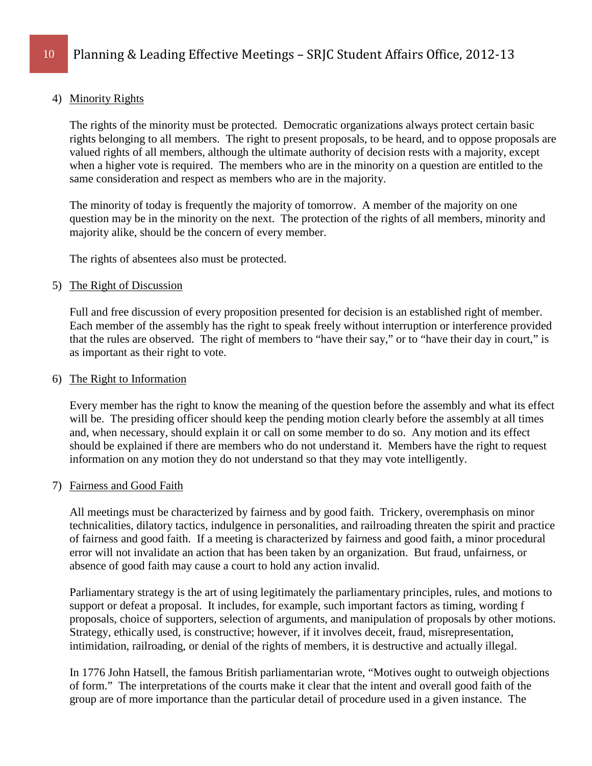4) Minority Rights

   The rights of the minority must be protected. Democratic organizations always protect certain basic rights belonging to all members. The right to present proposals, to be heard, and to oppose proposals are valued rights of all members, although the ultimate authority of decision rests with a majority, except when a higher vote is required. The members who are in the minority on a question are entitled to the same consideration and respect as members who are in the majority.

   The minority of today is frequently the majority of tomorrow. A member of the majority on one question may be in the minority on the next. The protection of the rights of all members, minority and majority alike, should be the concern of every member.

   The rights of absentees also must be protected.

5) The Right of Discussion

   Full and free discussion of every proposition presented for decision is an established right of member. Each member of the assembly has the right to speak freely without interruption or interference provided that the rules are observed. The right of members to "have their say," or to "have their day in court," is as important as their right to vote.

6) The Right to Information

   Every member has the right to know the meaning of the question before the assembly and what its effect will be. The presiding officer should keep the pending motion clearly before the assembly at all times and, when necessary, should explain it or call on some member to do so. Any motion and its effect should be explained if there are members who do not understand it. Members have the right to request information on any motion they do not understand so that they may vote intelligently.

7) Fairness and Good Faith

   All meetings must be characterized by fairness and by good faith. Trickery, overemphasis on minor technicalities, dilatory tactics, indulgence in personalities, and railroading threaten the spirit and practice of fairness and good faith. If a meeting is characterized by fairness and good faith, a minor procedural error will not invalidate an action that has been taken by an organization. But fraud, unfairness, or absence of good faith may cause a court to hold any action invalid.

   Parliamentary strategy is the art of using legitimately the parliamentary principles, rules, and motions to support or defeat a proposal. It includes, for example, such important factors as timing, wording f proposals, choice of supporters, selection of arguments, and manipulation of proposals by other motions. Strategy, ethically used, is constructive; however, if it involves deceit, fraud, misrepresentation, intimidation, railroading, or denial of the rights of members, it is destructive and actually illegal.

   In 1776 John Hatsell, the famous British parliamentarian wrote, "Motives ought to outweigh objections of form." The interpretations of the courts make it clear that the intent and overall good faith of the group are of more importance than the particular detail of procedure used in a given instance. The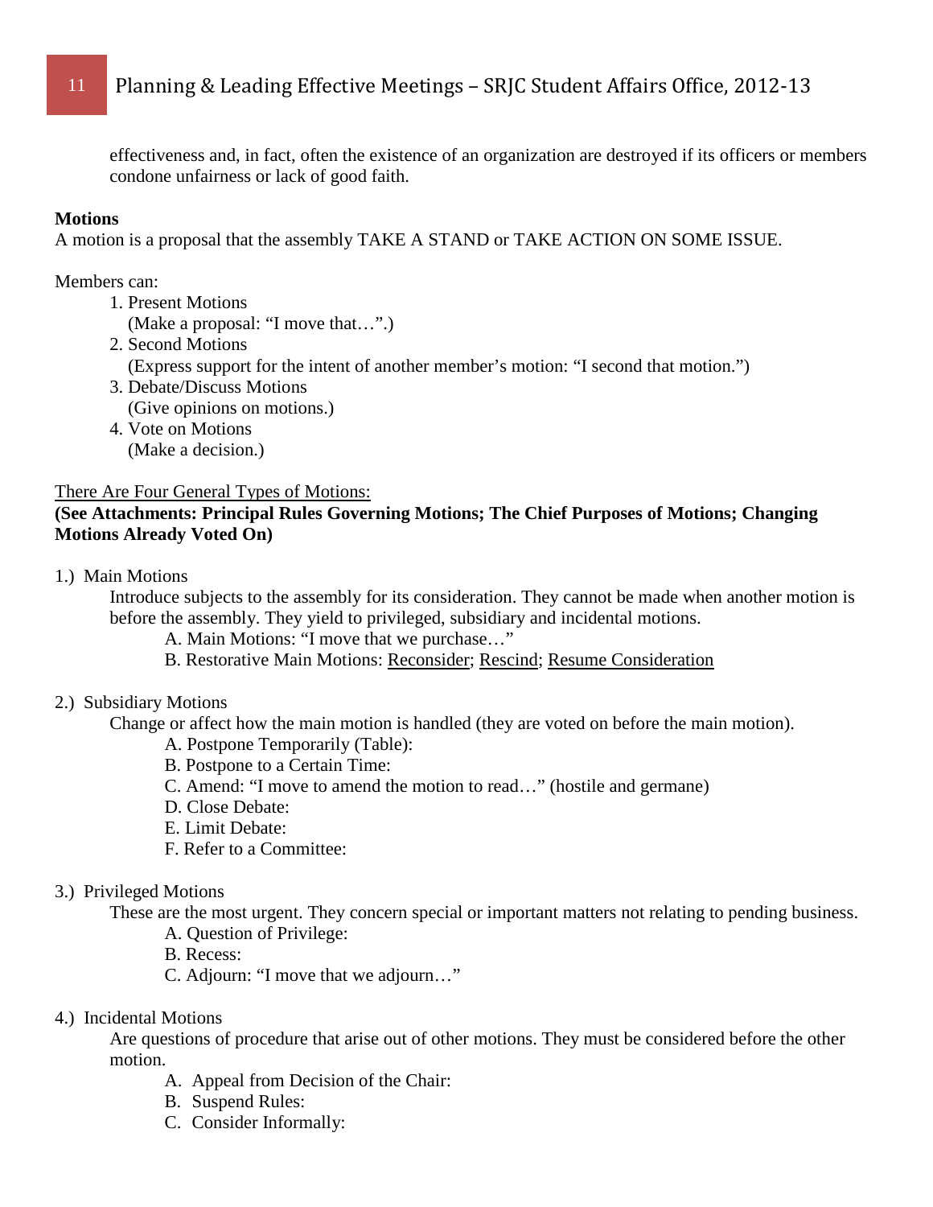effectiveness and, in fact, often the existence of an organization are destroyed if its officers or members condone unfairness or lack of good faith.

**Motions**

A motion is a proposal that the assembly TAKE A STAND or TAKE ACTION ON SOME ISSUE.

Members can:

1. Present Motions
   (Make a proposal: "I move that…".)
2. Second Motions
   (Express support for the intent of another member's motion: "I second that motion.")
3. Debate/Discuss Motions
   (Give opinions on motions.)
4. Vote on Motions
   (Make a decision.)

<u>There Are Four General Types of Motions:</u>

**(See Attachments: Principal Rules Governing Motions; The Chief Purposes of Motions; Changing Motions Already Voted On)**

1.) Main Motions

Introduce subjects to the assembly for its consideration. They cannot be made when another motion is before the assembly. They yield to privileged, subsidiary and incidental motions.

- A. Main Motions: "I move that we purchase…"
- B. Restorative Main Motions: <u>Reconsider</u>; <u>Rescind</u>; <u>Resume Consideration</u>

2.) Subsidiary Motions

Change or affect how the main motion is handled (they are voted on before the main motion).

- A. Postpone Temporarily (Table):
- B. Postpone to a Certain Time:
- C. Amend: "I move to amend the motion to read…" (hostile and germane)
- D. Close Debate:
- E. Limit Debate:
- F. Refer to a Committee:

3.) Privileged Motions

These are the most urgent. They concern special or important matters not relating to pending business.

- A. Question of Privilege:
- B. Recess:
- C. Adjourn: "I move that we adjourn…"

4.) Incidental Motions

Are questions of procedure that arise out of other motions. They must be considered before the other motion.

- A. Appeal from Decision of the Chair:
- B. Suspend Rules:
- C. Consider Informally: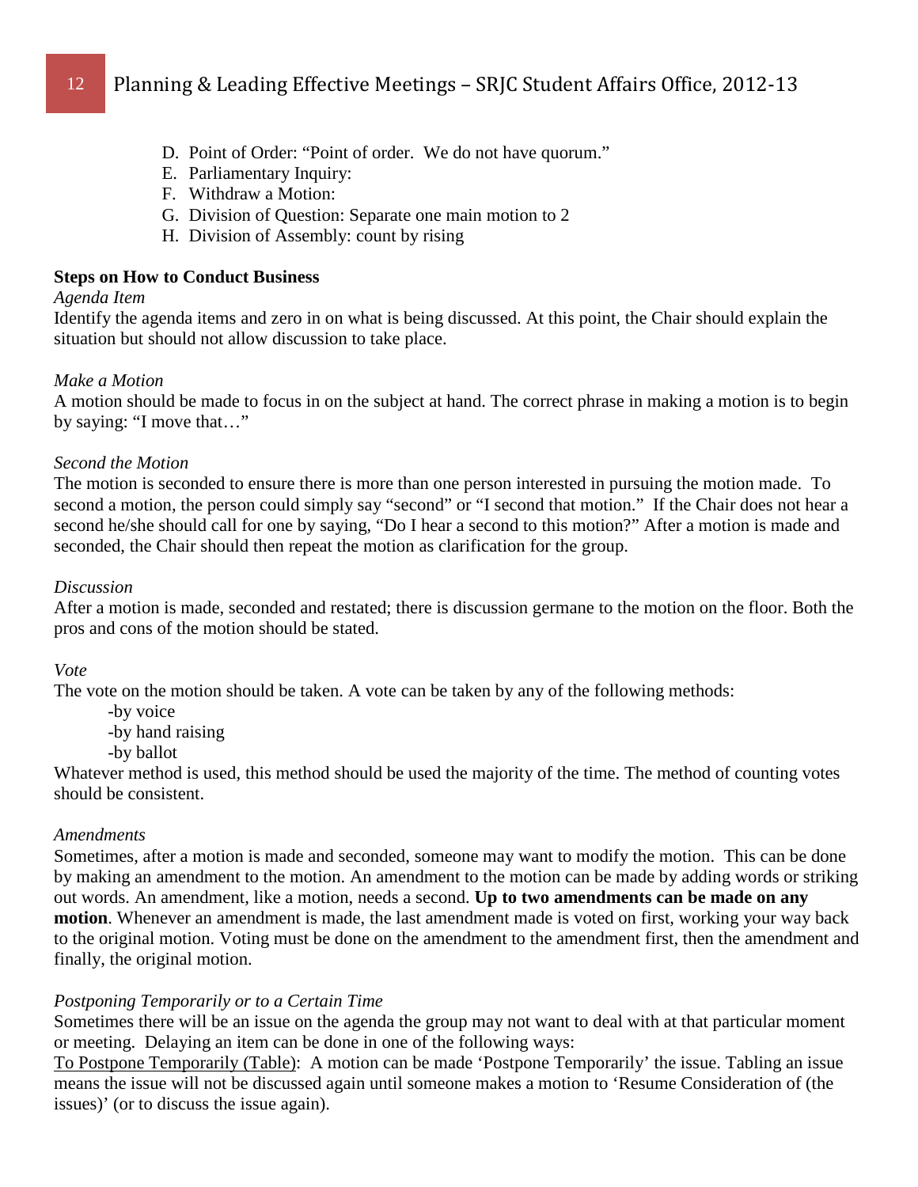D. Point of Order: "Point of order.  We do not have quorum."
E. Parliamentary Inquiry:
F. Withdraw a Motion:
G. Division of Question: Separate one main motion to 2
H. Division of Assembly: count by rising

**Steps on How to Conduct Business**

*Agenda Item*

Identify the agenda items and zero in on what is being discussed. At this point, the Chair should explain the situation but should not allow discussion to take place.

*Make a Motion*

A motion should be made to focus in on the subject at hand. The correct phrase in making a motion is to begin by saying: "I move that…"

*Second the Motion*

The motion is seconded to ensure there is more than one person interested in pursuing the motion made.  To second a motion, the person could simply say "second" or "I second that motion."  If the Chair does not hear a second he/she should call for one by saying, "Do I hear a second to this motion?" After a motion is made and seconded, the Chair should then repeat the motion as clarification for the group.

*Discussion*

After a motion is made, seconded and restated; there is discussion germane to the motion on the floor. Both the pros and cons of the motion should be stated.

*Vote*

The vote on the motion should be taken. A vote can be taken by any of the following methods:

-by voice
-by hand raising
-by ballot

Whatever method is used, this method should be used the majority of the time. The method of counting votes should be consistent.

*Amendments*

Sometimes, after a motion is made and seconded, someone may want to modify the motion.  This can be done by making an amendment to the motion. An amendment to the motion can be made by adding words or striking out words. An amendment, like a motion, needs a second. **Up to two amendments can be made on any motion**. Whenever an amendment is made, the last amendment made is voted on first, working your way back to the original motion. Voting must be done on the amendment to the amendment first, then the amendment and finally, the original motion.

*Postponing Temporarily or to a Certain Time*

Sometimes there will be an issue on the agenda the group may not want to deal with at that particular moment or meeting.  Delaying an item can be done in one of the following ways:

<u>To Postpone Temporarily (Table)</u>:  A motion can be made 'Postpone Temporarily' the issue. Tabling an issue means the issue will not be discussed again until someone makes a motion to 'Resume Consideration of (the issues)' (or to discuss the issue again).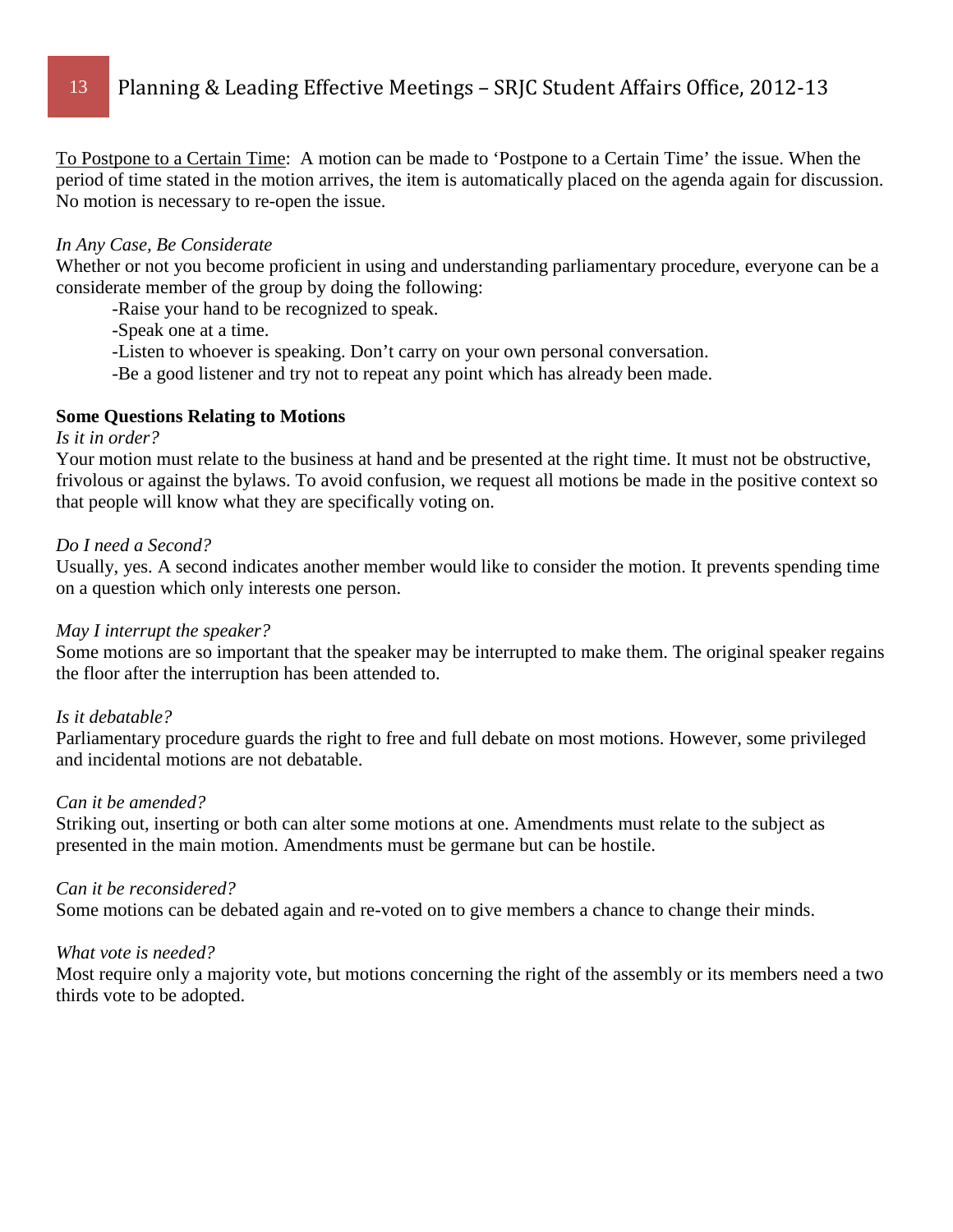To Postpone to a Certain Time: A motion can be made to 'Postpone to a Certain Time' the issue. When the period of time stated in the motion arrives, the item is automatically placed on the agenda again for discussion. No motion is necessary to re-open the issue.

*In Any Case, Be Considerate*

Whether or not you become proficient in using and understanding parliamentary procedure, everyone can be a considerate member of the group by doing the following:

-Raise your hand to be recognized to speak.

-Speak one at a time.

-Listen to whoever is speaking. Don't carry on your own personal conversation.

-Be a good listener and try not to repeat any point which has already been made.

**Some Questions Relating to Motions**

*Is it in order?*

Your motion must relate to the business at hand and be presented at the right time. It must not be obstructive, frivolous or against the bylaws. To avoid confusion, we request all motions be made in the positive context so that people will know what they are specifically voting on.

*Do I need a Second?*

Usually, yes. A second indicates another member would like to consider the motion. It prevents spending time on a question which only interests one person.

*May I interrupt the speaker?*

Some motions are so important that the speaker may be interrupted to make them. The original speaker regains the floor after the interruption has been attended to.

*Is it debatable?*

Parliamentary procedure guards the right to free and full debate on most motions. However, some privileged and incidental motions are not debatable.

*Can it be amended?*

Striking out, inserting or both can alter some motions at one. Amendments must relate to the subject as presented in the main motion. Amendments must be germane but can be hostile.

*Can it be reconsidered?*

Some motions can be debated again and re-voted on to give members a chance to change their minds.

*What vote is needed?*

Most require only a majority vote, but motions concerning the right of the assembly or its members need a two thirds vote to be adopted.